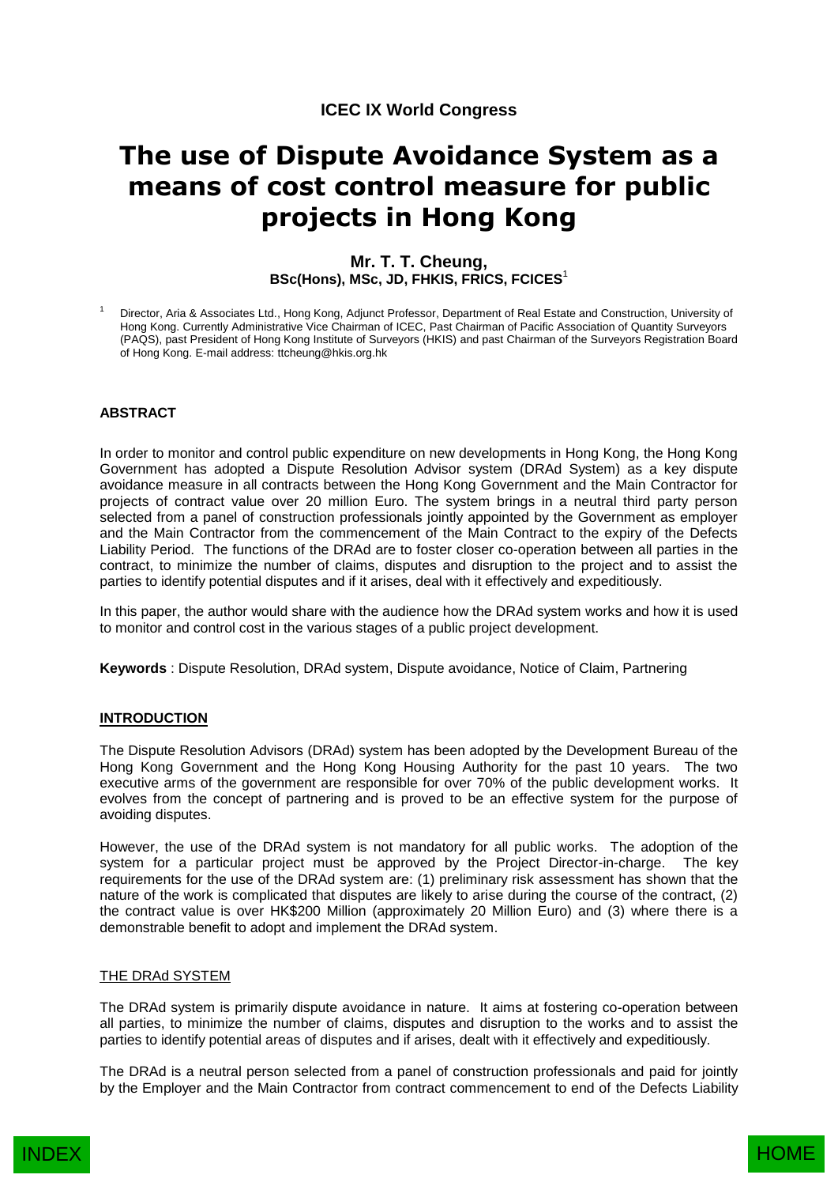**ICEC IX World Congress**

# The use of Dispute Avoidance System as a means of cost control measure for public projects in Hong Kong

**Mr. T. T. Cheung,**
**BSc(Hons), MSc, JD, FHKIS, FRICS, FCICES**[1]

[1] Director, Aria & Associates Ltd., Hong Kong, Adjunct Professor, Department of Real Estate and Construction, University of Hong Kong. Currently Administrative Vice Chairman of ICEC, Past Chairman of Pacific Association of Quantity Surveyors (PAQS), past President of Hong Kong Institute of Surveyors (HKIS) and past Chairman of the Surveyors Registration Board of Hong Kong. E-mail address: ttcheung@hkis.org.hk

## ABSTRACT

In order to monitor and control public expenditure on new developments in Hong Kong, the Hong Kong Government has adopted a Dispute Resolution Advisor system (DRAd System) as a key dispute avoidance measure in all contracts between the Hong Kong Government and the Main Contractor for projects of contract value over 20 million Euro. The system brings in a neutral third party person selected from a panel of construction professionals jointly appointed by the Government as employer and the Main Contractor from the commencement of the Main Contract to the expiry of the Defects Liability Period. The functions of the DRAd are to foster closer co-operation between all parties in the contract, to minimize the number of claims, disputes and disruption to the project and to assist the parties to identify potential disputes and if it arises, deal with it effectively and expeditiously.

In this paper, the author would share with the audience how the DRAd system works and how it is used to monitor and control cost in the various stages of a public project development.

**Keywords** : Dispute Resolution, DRAd system, Dispute avoidance, Notice of Claim, Partnering

## INTRODUCTION

The Dispute Resolution Advisors (DRAd) system has been adopted by the Development Bureau of the Hong Kong Government and the Hong Kong Housing Authority for the past 10 years. The two executive arms of the government are responsible for over 70% of the public development works. It evolves from the concept of partnering and is proved to be an effective system for the purpose of avoiding disputes.

However, the use of the DRAd system is not mandatory for all public works. The adoption of the system for a particular project must be approved by the Project Director-in-charge. The key requirements for the use of the DRAd system are: (1) preliminary risk assessment has shown that the nature of the work is complicated that disputes are likely to arise during the course of the contract, (2) the contract value is over HK$200 Million (approximately 20 Million Euro) and (3) where there is a demonstrable benefit to adopt and implement the DRAd system.

### THE DRAd SYSTEM

The DRAd system is primarily dispute avoidance in nature. It aims at fostering co-operation between all parties, to minimize the number of claims, disputes and disruption to the works and to assist the parties to identify potential areas of disputes and if arises, dealt with it effectively and expeditiously.

The DRAd is a neutral person selected from a panel of construction professionals and paid for jointly by the Employer and the Main Contractor from contract commencement to end of the Defects Liability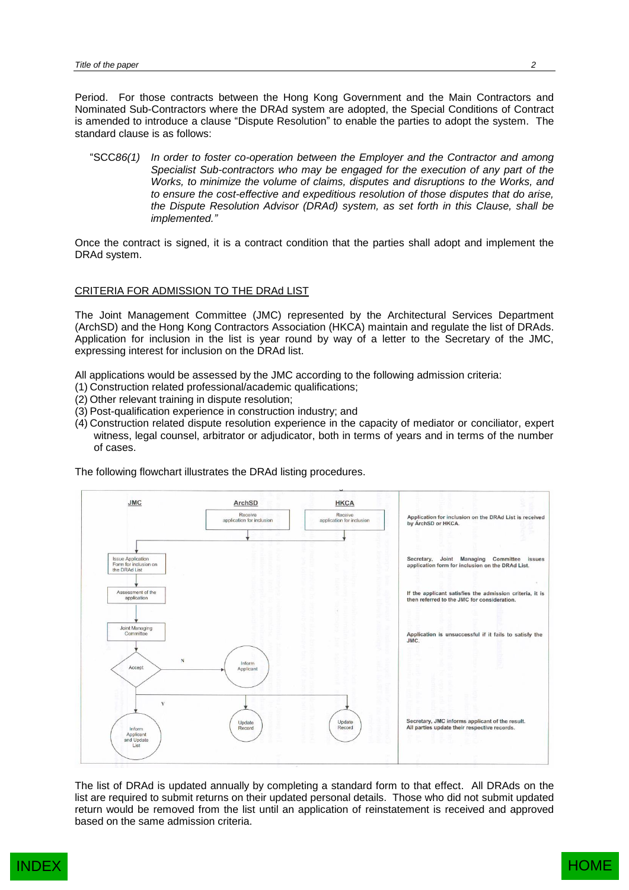Period. For those contracts between the Hong Kong Government and the Main Contractors and Nominated Sub-Contractors where the DRAd system are adopted, the Special Conditions of Contract is amended to introduce a clause "Dispute Resolution" to enable the parties to adopt the system. The standard clause is as follows:

> "SCC*86(1)* *In order to foster co-operation between the Employer and the Contractor and among Specialist Sub-contractors who may be engaged for the execution of any part of the Works, to minimize the volume of claims, disputes and disruptions to the Works, and to ensure the cost-effective and expeditious resolution of those disputes that do arise, the Dispute Resolution Advisor (DRAd) system, as set forth in this Clause, shall be implemented."*

Once the contract is signed, it is a contract condition that the parties shall adopt and implement the DRAd system.

## CRITERIA FOR ADMISSION TO THE DRAd LIST

The Joint Management Committee (JMC) represented by the Architectural Services Department (ArchSD) and the Hong Kong Contractors Association (HKCA) maintain and regulate the list of DRAds. Application for inclusion in the list is year round by way of a letter to the Secretary of the JMC, expressing interest for inclusion on the DRAd list.

All applications would be assessed by the JMC according to the following admission criteria:

(1) Construction related professional/academic qualifications;
(2) Other relevant training in dispute resolution;
(3) Post-qualification experience in construction industry; and
(4) Construction related dispute resolution experience in the capacity of mediator or conciliator, expert witness, legal counsel, arbitrator or adjudicator, both in terms of years and in terms of the number of cases.

The following flowchart illustrates the DRAd listing procedures.

| JMC | ArchSD | HKCA | |
|---|---|---|---|
| | Receive application for inclusion | Receive application for inclusion | Application for inclusion on the DRAd List is received by ArchSD or HKCA. |
| Issue Application Form for inclusion on the DRAd List | | | Secretary, Joint Managing Committee issues application form for inclusion on the DRAd List. |
| Assessment of the application | | | If the applicant satisfies the admission criteria, it is then referred to the JMC for consideration. |
| Joint Managing Committee | | | Application is unsuccessful if it fails to satisfy the JMC. |
| Accept (N → Inform Applicant) | | | |
| Y: Inform Applicant and Update List | Update Record | Update Record | Secretary, JMC informs applicant of the result. All parties update their respective records. |

The list of DRAd is updated annually by completing a standard form to that effect. All DRAds on the list are required to submit returns on their updated personal details. Those who did not submit updated return would be removed from the list until an application of reinstatement is received and approved based on the same admission criteria.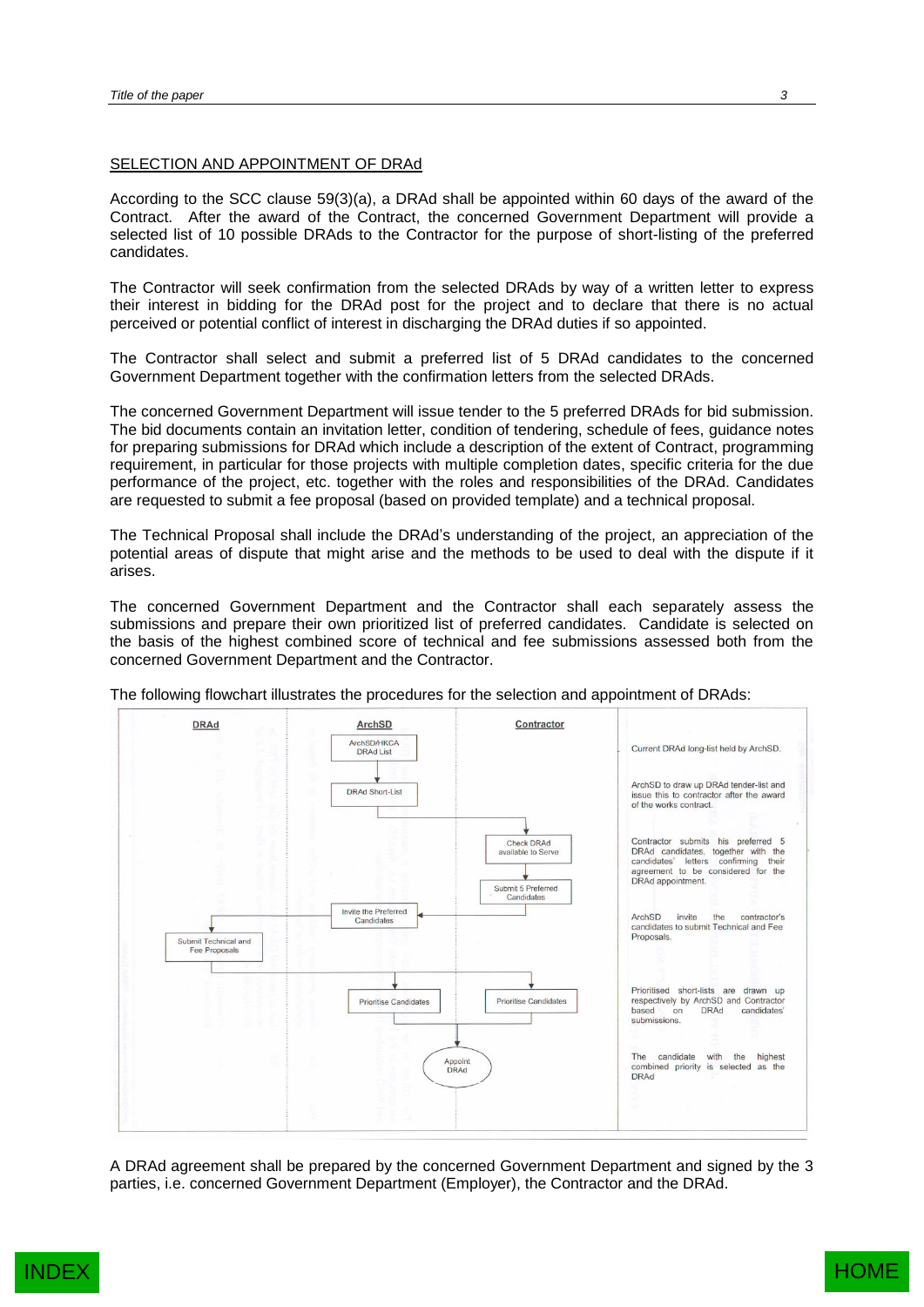SELECTION AND APPOINTMENT OF DRAd

According to the SCC clause 59(3)(a), a DRAd shall be appointed within 60 days of the award of the Contract. After the award of the Contract, the concerned Government Department will provide a selected list of 10 possible DRAds to the Contractor for the purpose of short-listing of the preferred candidates.

The Contractor will seek confirmation from the selected DRAds by way of a written letter to express their interest in bidding for the DRAd post for the project and to declare that there is no actual perceived or potential conflict of interest in discharging the DRAd duties if so appointed.

The Contractor shall select and submit a preferred list of 5 DRAd candidates to the concerned Government Department together with the confirmation letters from the selected DRAds.

The concerned Government Department will issue tender to the 5 preferred DRAds for bid submission. The bid documents contain an invitation letter, condition of tendering, schedule of fees, guidance notes for preparing submissions for DRAd which include a description of the extent of Contract, programming requirement, in particular for those projects with multiple completion dates, specific criteria for the due performance of the project, etc. together with the roles and responsibilities of the DRAd. Candidates are requested to submit a fee proposal (based on provided template) and a technical proposal.

The Technical Proposal shall include the DRAd's understanding of the project, an appreciation of the potential areas of dispute that might arise and the methods to be used to deal with the dispute if it arises.

The concerned Government Department and the Contractor shall each separately assess the submissions and prepare their own prioritized list of preferred candidates. Candidate is selected on the basis of the highest combined score of technical and fee submissions assessed both from the concerned Government Department and the Contractor.

The following flowchart illustrates the procedures for the selection and appointment of DRAds:

| DRAd | ArchSD | Contractor | |
|---|---|---|---|
| | ArchSD/HKCA DRAd List | | Current DRAd long-list held by ArchSD. |
| | DRAd Short-List | | ArchSD to draw up DRAd tender-list and issue this to contractor after the award of the works contract. |
| | | Check DRAd available to Serve → Submit 5 Preferred Candidates | Contractor submits his preferred 5 DRAd candidates, together with the candidates' letters confirming their agreement to be considered for the DRAd appointment. |
| Submit Technical and Fee Proposals | Invite the Preferred Candidates | | ArchSD invite the contractor's candidates to submit Technical and Fee Proposals. |
| | Prioritise Candidates | Prioritise Candidates | Prioritised short-lists are drawn up respectively by ArchSD and Contractor based on DRAd candidates' submissions. |
| | Appoint DRAd | | The candidate with the highest combined priority is selected as the DRAd |

A DRAd agreement shall be prepared by the concerned Government Department and signed by the 3 parties, i.e. concerned Government Department (Employer), the Contractor and the DRAd.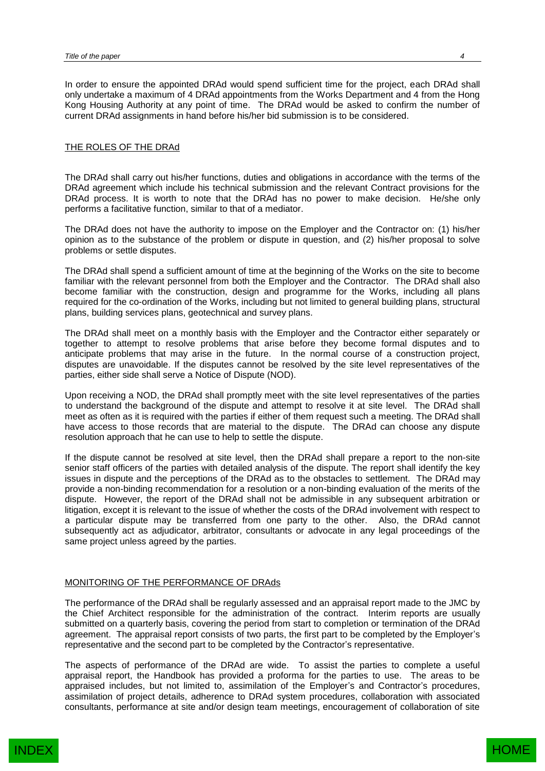In order to ensure the appointed DRAd would spend sufficient time for the project, each DRAd shall only undertake a maximum of 4 DRAd appointments from the Works Department and 4 from the Hong Kong Housing Authority at any point of time. The DRAd would be asked to confirm the number of current DRAd assignments in hand before his/her bid submission is to be considered.

## THE ROLES OF THE DRAd

The DRAd shall carry out his/her functions, duties and obligations in accordance with the terms of the DRAd agreement which include his technical submission and the relevant Contract provisions for the DRAd process. It is worth to note that the DRAd has no power to make decision. He/she only performs a facilitative function, similar to that of a mediator.

The DRAd does not have the authority to impose on the Employer and the Contractor on: (1) his/her opinion as to the substance of the problem or dispute in question, and (2) his/her proposal to solve problems or settle disputes.

The DRAd shall spend a sufficient amount of time at the beginning of the Works on the site to become familiar with the relevant personnel from both the Employer and the Contractor. The DRAd shall also become familiar with the construction, design and programme for the Works, including all plans required for the co-ordination of the Works, including but not limited to general building plans, structural plans, building services plans, geotechnical and survey plans.

The DRAd shall meet on a monthly basis with the Employer and the Contractor either separately or together to attempt to resolve problems that arise before they become formal disputes and to anticipate problems that may arise in the future. In the normal course of a construction project, disputes are unavoidable. If the disputes cannot be resolved by the site level representatives of the parties, either side shall serve a Notice of Dispute (NOD).

Upon receiving a NOD, the DRAd shall promptly meet with the site level representatives of the parties to understand the background of the dispute and attempt to resolve it at site level. The DRAd shall meet as often as it is required with the parties if either of them request such a meeting. The DRAd shall have access to those records that are material to the dispute. The DRAd can choose any dispute resolution approach that he can use to help to settle the dispute.

If the dispute cannot be resolved at site level, then the DRAd shall prepare a report to the non-site senior staff officers of the parties with detailed analysis of the dispute. The report shall identify the key issues in dispute and the perceptions of the DRAd as to the obstacles to settlement. The DRAd may provide a non-binding recommendation for a resolution or a non-binding evaluation of the merits of the dispute. However, the report of the DRAd shall not be admissible in any subsequent arbitration or litigation, except it is relevant to the issue of whether the costs of the DRAd involvement with respect to a particular dispute may be transferred from one party to the other. Also, the DRAd cannot subsequently act as adjudicator, arbitrator, consultants or advocate in any legal proceedings of the same project unless agreed by the parties.

## MONITORING OF THE PERFORMANCE OF DRAds

The performance of the DRAd shall be regularly assessed and an appraisal report made to the JMC by the Chief Architect responsible for the administration of the contract. Interim reports are usually submitted on a quarterly basis, covering the period from start to completion or termination of the DRAd agreement. The appraisal report consists of two parts, the first part to be completed by the Employer's representative and the second part to be completed by the Contractor's representative.

The aspects of performance of the DRAd are wide. To assist the parties to complete a useful appraisal report, the Handbook has provided a proforma for the parties to use. The areas to be appraised includes, but not limited to, assimilation of the Employer's and Contractor's procedures, assimilation of project details, adherence to DRAd system procedures, collaboration with associated consultants, performance at site and/or design team meetings, encouragement of collaboration of site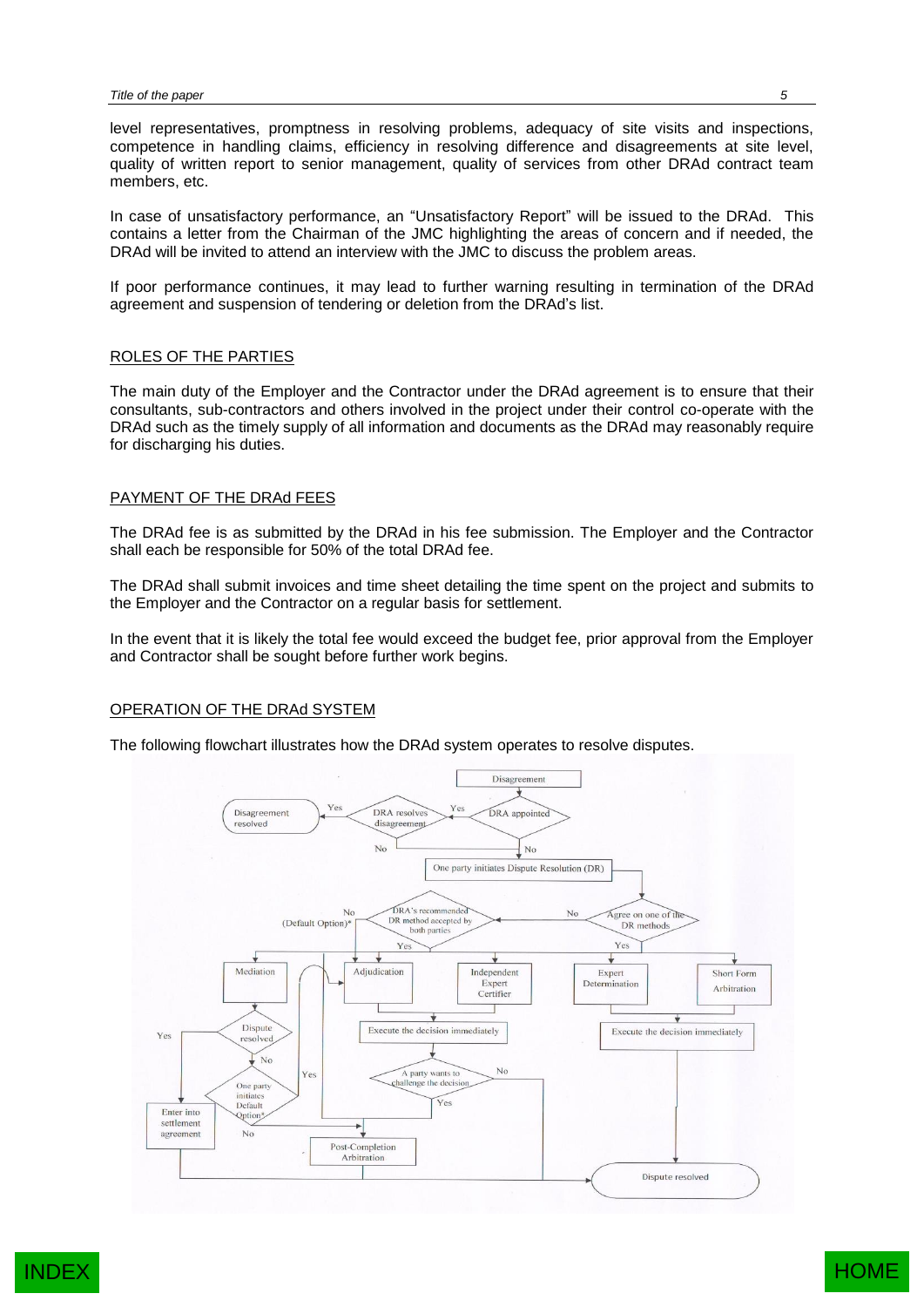level representatives, promptness in resolving problems, adequacy of site visits and inspections, competence in handling claims, efficiency in resolving difference and disagreements at site level, quality of written report to senior management, quality of services from other DRAd contract team members, etc.

In case of unsatisfactory performance, an "Unsatisfactory Report" will be issued to the DRAd. This contains a letter from the Chairman of the JMC highlighting the areas of concern and if needed, the DRAd will be invited to attend an interview with the JMC to discuss the problem areas.

If poor performance continues, it may lead to further warning resulting in termination of the DRAd agreement and suspension of tendering or deletion from the DRAd's list.

## ROLES OF THE PARTIES

The main duty of the Employer and the Contractor under the DRAd agreement is to ensure that their consultants, sub-contractors and others involved in the project under their control co-operate with the DRAd such as the timely supply of all information and documents as the DRAd may reasonably require for discharging his duties.

## PAYMENT OF THE DRAd FEES

The DRAd fee is as submitted by the DRAd in his fee submission. The Employer and the Contractor shall each be responsible for 50% of the total DRAd fee.

The DRAd shall submit invoices and time sheet detailing the time spent on the project and submits to the Employer and the Contractor on a regular basis for settlement.

In the event that it is likely the total fee would exceed the budget fee, prior approval from the Employer and Contractor shall be sought before further work begins.

## OPERATION OF THE DRAd SYSTEM

The following flowchart illustrates how the DRAd system operates to resolve disputes.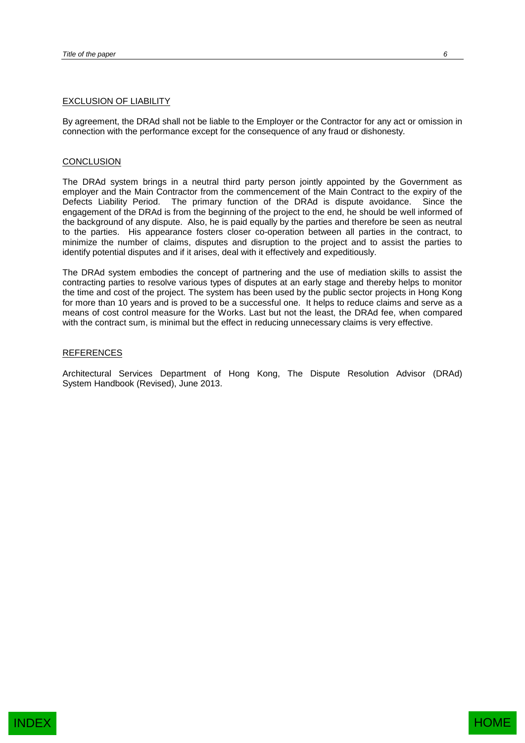## EXCLUSION OF LIABILITY

By agreement, the DRAd shall not be liable to the Employer or the Contractor for any act or omission in connection with the performance except for the consequence of any fraud or dishonesty.

## CONCLUSION

The DRAd system brings in a neutral third party person jointly appointed by the Government as employer and the Main Contractor from the commencement of the Main Contract to the expiry of the Defects Liability Period. The primary function of the DRAd is dispute avoidance. Since the engagement of the DRAd is from the beginning of the project to the end, he should be well informed of the background of any dispute. Also, he is paid equally by the parties and therefore be seen as neutral to the parties. His appearance fosters closer co-operation between all parties in the contract, to minimize the number of claims, disputes and disruption to the project and to assist the parties to identify potential disputes and if it arises, deal with it effectively and expeditiously.

The DRAd system embodies the concept of partnering and the use of mediation skills to assist the contracting parties to resolve various types of disputes at an early stage and thereby helps to monitor the time and cost of the project. The system has been used by the public sector projects in Hong Kong for more than 10 years and is proved to be a successful one. It helps to reduce claims and serve as a means of cost control measure for the Works. Last but not the least, the DRAd fee, when compared with the contract sum, is minimal but the effect in reducing unnecessary claims is very effective.

## REFERENCES

Architectural Services Department of Hong Kong, The Dispute Resolution Advisor (DRAd) System Handbook (Revised), June 2013.

INDEX

HOME